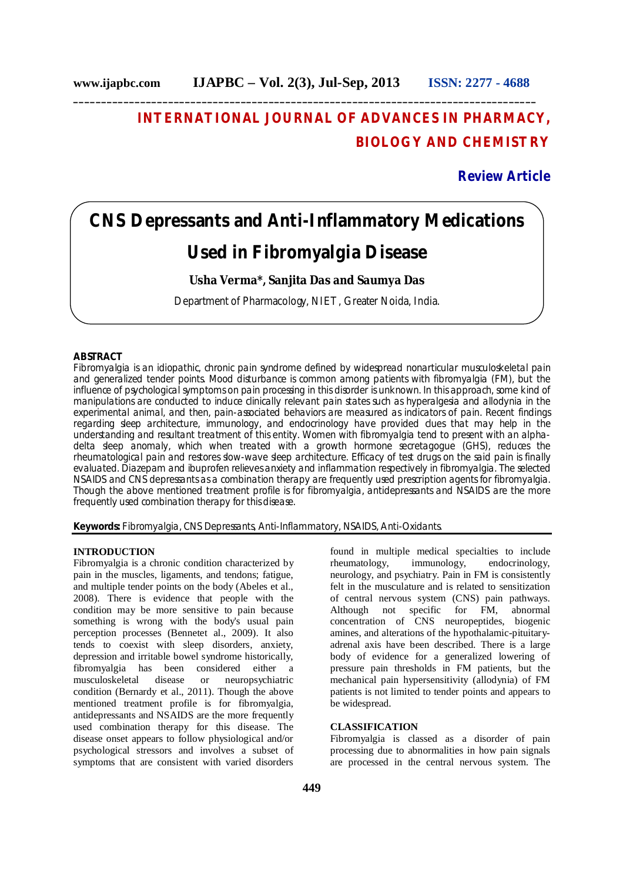# INTERNATIONAL JOURNAL OF ADVANCES IN PHARMACY, BIOLOGY AND CHEMISTRY

**Review Article**

# CNS Depressants and Anti-Inflammatory Medications Used in Fibromyalgia Disease

**Usha Verma*, Sanjita Das and Saumya Das**

Department of Pharmacology, NIET, Greater Noida, India.

## ABSTRACT

Fibromyalgia is an idiopathic, chronic pain syndrome defined by widespread nonarticular musculoskeletal pain and generalized tender points. Mood disturbance is common among patients with fibromyalgia (FM), but the influence of psychological symptoms on pain processing in this disorder is unknown. In this approach, some kind of manipulations are conducted to induce clinically relevant pain states such as hyperalgesia and allodynia in the experimental animal, and then, pain-associated behaviors are measured as indicators of pain. Recent findings regarding sleep architecture, immunology, and endocrinology have provided clues that may help in the understanding and resultant treatment of this entity. Women with fibromyalgia tend to present with an alpha-delta sleep anomaly, which when treated with a growth hormone secretagogue (GHS), reduces the rheumatological pain and restores slow-wave sleep architecture. Efficacy of test drugs on the said pain is finally evaluated. Diazepam and ibuprofen relieves anxiety and inflammation respectively in fibromyalgia. The selected NSAIDS and CNS depressants as a combination therapy are frequently used prescription agents for fibromyalgia. Though the above mentioned treatment profile is for fibromyalgia, antidepressants and NSAIDS are the more frequently used combination therapy for this disease.

**Keywords:** Fibromyalgia, CNS Depressants, Anti-Inflammatory, NSAIDS, Anti-Oxidants.

## INTRODUCTION

Fibromyalgia is a chronic condition characterized by pain in the muscles, ligaments, and tendons; fatigue, and multiple tender points on the body (Abeles et al., 2008). There is evidence that people with the condition may be more sensitive to pain because something is wrong with the body's usual pain perception processes (Bennetet al., 2009). It also tends to coexist with sleep disorders, anxiety, depression and irritable bowel syndrome historically, fibromyalgia has been considered either a musculoskeletal disease or neuropsychiatric condition (Bernardy et al., 2011). Though the above mentioned treatment profile is for fibromyalgia, antidepressants and NSAIDS are the more frequently used combination therapy for this disease. The disease onset appears to follow physiological and/or psychological stressors and involves a subset of symptoms that are consistent with varied disorders found in multiple medical specialties to include rheumatology, immunology, endocrinology, neurology, and psychiatry. Pain in FM is consistently felt in the musculature and is related to sensitization of central nervous system (CNS) pain pathways. Although not specific for FM, abnormal concentration of CNS neuropeptides, biogenic amines, and alterations of the hypothalamic-pituitary-adrenal axis have been described. There is a large body of evidence for a generalized lowering of pressure pain thresholds in FM patients, but the mechanical pain hypersensitivity (allodynia) of FM patients is not limited to tender points and appears to be widespread.

## CLASSIFICATION

Fibromyalgia is classed as a disorder of pain processing due to abnormalities in how pain signals are processed in the central nervous system. The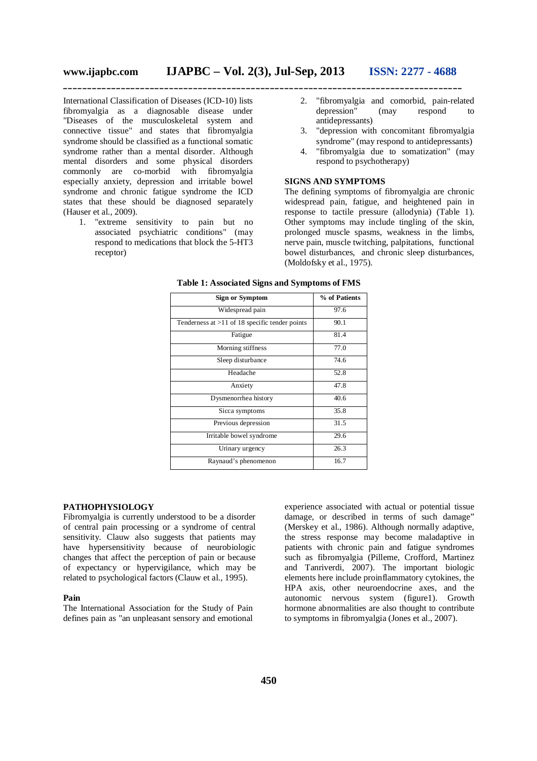International Classification of Diseases (ICD-10) lists fibromyalgia as a diagnosable disease under "Diseases of the musculoskeletal system and connective tissue" and states that fibromyalgia syndrome should be classified as a functional somatic syndrome rather than a mental disorder. Although mental disorders and some physical disorders commonly are co-morbid with fibromyalgia especially anxiety, depression and irritable bowel syndrome and chronic fatigue syndrome the ICD states that these should be diagnosed separately (Hauser et al., 2009).

1. "extreme sensitivity to pain but no associated psychiatric conditions" (may respond to medications that block the 5-HT3 receptor)
2. "fibromyalgia and comorbid, pain-related depression" (may respond to antidepressants)
3. "depression with concomitant fibromyalgia syndrome" (may respond to antidepressants)
4. "fibromyalgia due to somatization" (may respond to psychotherapy)

## SIGNS AND SYMPTOMS

The defining symptoms of fibromyalgia are chronic widespread pain, fatigue, and heightened pain in response to tactile pressure (allodynia) (Table 1). Other symptoms may include tingling of the skin, prolonged muscle spasms, weakness in the limbs, nerve pain, muscle twitching, palpitations, functional bowel disturbances, and chronic sleep disturbances, (Moldofsky et al., 1975).

**Table 1: Associated Signs and Symptoms of FMS**

| Sign or Symptom | % of Patients |
|---|---|
| Widespread pain | 97.6 |
| Tenderness at >11 of 18 specific tender points | 90.1 |
| Fatigue | 81.4 |
| Morning stiffness | 77.0 |
| Sleep disturbance | 74.6 |
| Headache | 52.8 |
| Anxiety | 47.8 |
| Dysmenorrhea history | 40.6 |
| Sicca symptoms | 35.8 |
| Previous depression | 31.5 |
| Irritable bowel syndrome | 29.6 |
| Urinary urgency | 26.3 |
| Raynaud's phenomenon | 16.7 |

## PATHOPHYSIOLOGY

Fibromyalgia is currently understood to be a disorder of central pain processing or a syndrome of central sensitivity. Clauw also suggests that patients may have hypersensitivity because of neurobiologic changes that affect the perception of pain or because of expectancy or hypervigilance, which may be related to psychological factors (Clauw et al., 1995).

### Pain

The International Association for the Study of Pain defines pain as "an unpleasant sensory and emotional experience associated with actual or potential tissue damage, or described in terms of such damage" (Merskey et al., 1986). Although normally adaptive, the stress response may become maladaptive in patients with chronic pain and fatigue syndromes such as fibromyalgia (Pilleme, Crofford, Martinez and Tanriverdi, 2007). The important biologic elements here include proinflammatory cytokines, the HPA axis, other neuroendocrine axes, and the autonomic nervous system (figure1). Growth hormone abnormalities are also thought to contribute to symptoms in fibromyalgia (Jones et al., 2007).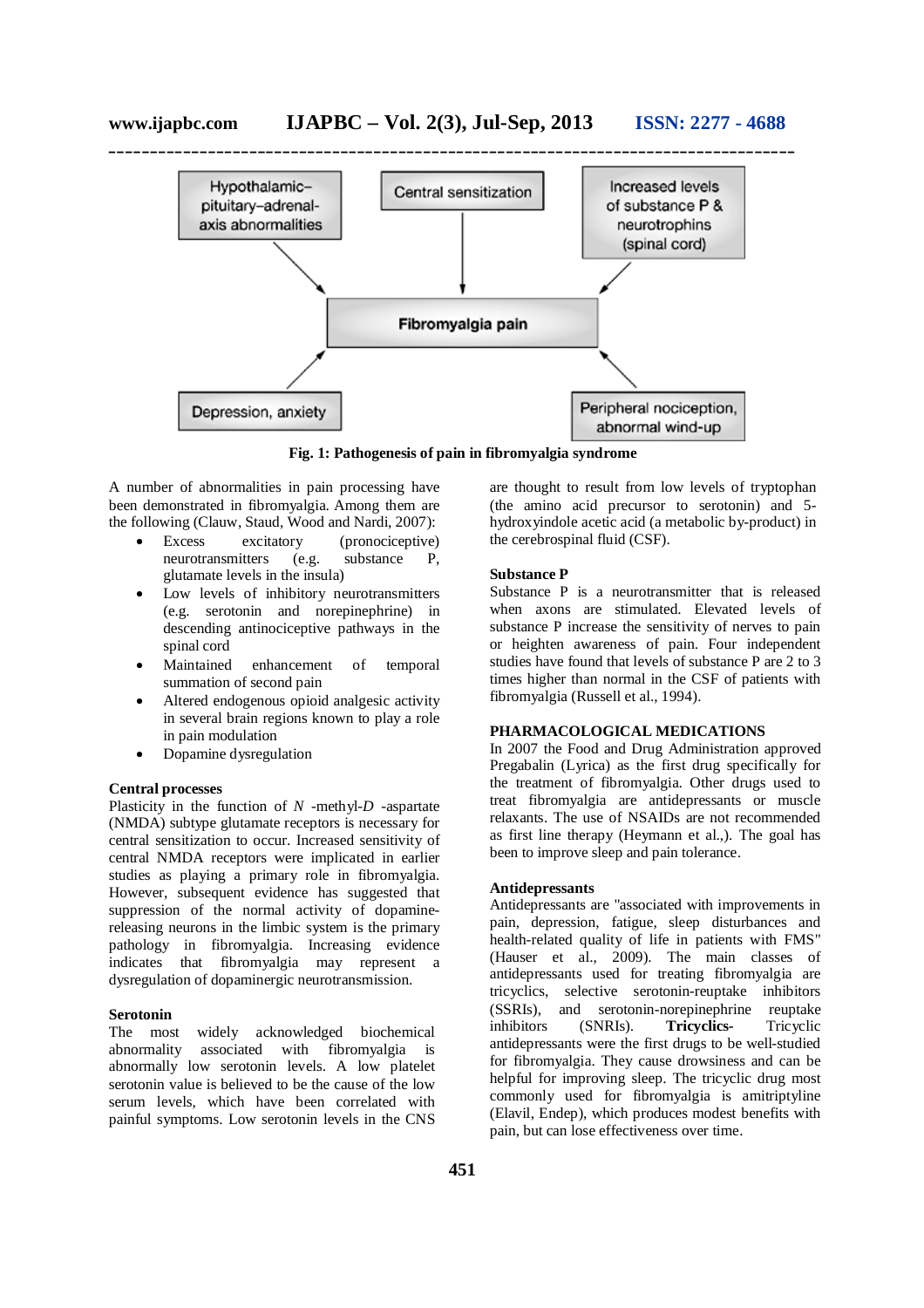Hypothalamic–pituitary–adrenal-axis abnormalities

Central sensitization

Increased levels of substance P & neurotrophins (spinal cord)

Fibromyalgia pain

Depression, anxiety

Peripheral nociception, abnormal wind-up

**Fig. 1: Pathogenesis of pain in fibromyalgia syndrome**

A number of abnormalities in pain processing have been demonstrated in fibromyalgia. Among them are the following (Clauw, Staud, Wood and Nardi, 2007):

- Excess excitatory (pronociceptive) neurotransmitters (e.g. substance P, glutamate levels in the insula)
- Low levels of inhibitory neurotransmitters (e.g. serotonin and norepinephrine) in descending antinociceptive pathways in the spinal cord
- Maintained enhancement of temporal summation of second pain
- Altered endogenous opioid analgesic activity in several brain regions known to play a role in pain modulation
- Dopamine dysregulation

### Central processes

Plasticity in the function of *N* -methyl-*D* -aspartate (NMDA) subtype glutamate receptors is necessary for central sensitization to occur. Increased sensitivity of central NMDA receptors were implicated in earlier studies as playing a primary role in fibromyalgia. However, subsequent evidence has suggested that suppression of the normal activity of dopamine-releasing neurons in the limbic system is the primary pathology in fibromyalgia. Increasing evidence indicates that fibromyalgia may represent a dysregulation of dopaminergic neurotransmission.

### Serotonin

The most widely acknowledged biochemical abnormality associated with fibromyalgia is abnormally low serotonin levels. A low platelet serotonin value is believed to be the cause of the low serum levels, which have been correlated with painful symptoms. Low serotonin levels in the CNS are thought to result from low levels of tryptophan (the amino acid precursor to serotonin) and 5-hydroxyindole acetic acid (a metabolic by-product) in the cerebrospinal fluid (CSF).

### Substance P

Substance P is a neurotransmitter that is released when axons are stimulated. Elevated levels of substance P increase the sensitivity of nerves to pain or heighten awareness of pain. Four independent studies have found that levels of substance P are 2 to 3 times higher than normal in the CSF of patients with fibromyalgia (Russell et al., 1994).

## PHARMACOLOGICAL MEDICATIONS

In 2007 the Food and Drug Administration approved Pregabalin (Lyrica) as the first drug specifically for the treatment of fibromyalgia. Other drugs used to treat fibromyalgia are antidepressants or muscle relaxants. The use of NSAIDs are not recommended as first line therapy (Heymann et al.,). The goal has been to improve sleep and pain tolerance.

### Antidepressants

Antidepressants are "associated with improvements in pain, depression, fatigue, sleep disturbances and health-related quality of life in patients with FMS" (Hauser et al., 2009). The main classes of antidepressants used for treating fibromyalgia are tricyclics, selective serotonin-reuptake inhibitors (SSRIs), and serotonin-norepinephrine reuptake inhibitors (SNRIs). **Tricyclics-** Tricyclic antidepressants were the first drugs to be well-studied for fibromyalgia. They cause drowsiness and can be helpful for improving sleep. The tricyclic drug most commonly used for fibromyalgia is amitriptyline (Elavil, Endep), which produces modest benefits with pain, but can lose effectiveness over time.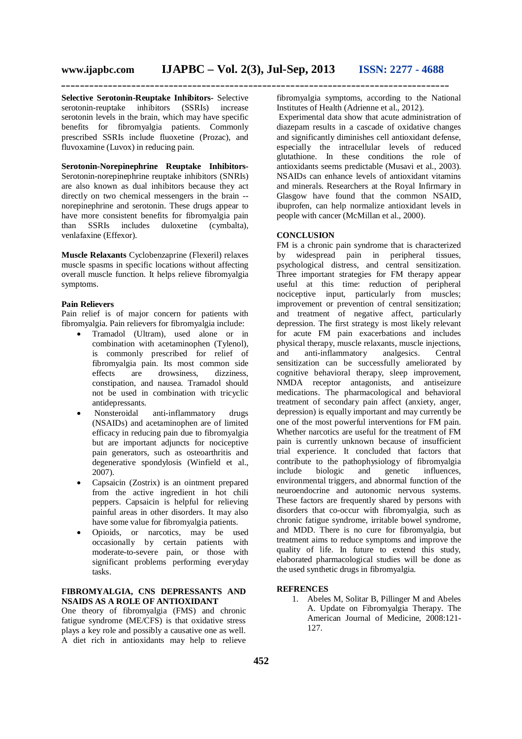**Selective Serotonin-Reuptake Inhibitors-** Selective serotonin-reuptake inhibitors (SSRIs) increase serotonin levels in the brain, which may have specific benefits for fibromyalgia patients. Commonly prescribed SSRIs include fluoxetine (Prozac), and fluvoxamine (Luvox) in reducing pain.

**Serotonin-Norepinephrine Reuptake Inhibitors-** Serotonin-norepinephrine reuptake inhibitors (SNRIs) are also known as dual inhibitors because they act directly on two chemical messengers in the brain -- norepinephrine and serotonin. These drugs appear to have more consistent benefits for fibromyalgia pain than SSRIs includes duloxetine (cymbalta), venlafaxine (Effexor).

**Muscle Relaxants** Cyclobenzaprine (Flexeril) relaxes muscle spasms in specific locations without affecting overall muscle function. It helps relieve fibromyalgia symptoms.

**Pain Relievers**

Pain relief is of major concern for patients with fibromyalgia. Pain relievers for fibromyalgia include:

- Tramadol (Ultram), used alone or in combination with acetaminophen (Tylenol), is commonly prescribed for relief of fibromyalgia pain. Its most common side effects are drowsiness, dizziness, constipation, and nausea. Tramadol should not be used in combination with tricyclic antidepressants.
- Nonsteroidal anti-inflammatory drugs (NSAIDs) and acetaminophen are of limited efficacy in reducing pain due to fibromyalgia but are important adjuncts for nociceptive pain generators, such as osteoarthritis and degenerative spondylosis (Winfield et al., 2007).
- Capsaicin (Zostrix) is an ointment prepared from the active ingredient in hot chili peppers. Capsaicin is helpful for relieving painful areas in other disorders. It may also have some value for fibromyalgia patients.
- Opioids, or narcotics, may be used occasionally by certain patients with moderate-to-severe pain, or those with significant problems performing everyday tasks.

## FIBROMYALGIA, CNS DEPRESSANTS AND NSAIDS AS A ROLE OF ANTIOXIDANT

One theory of fibromyalgia (FMS) and chronic fatigue syndrome (ME/CFS) is that oxidative stress plays a key role and possibly a causative one as well. A diet rich in antioxidants may help to relieve fibromyalgia symptoms, according to the National Institutes of Health (Adrienne et al., 2012).

Experimental data show that acute administration of diazepam results in a cascade of oxidative changes and significantly diminishes cell antioxidant defense, especially the intracellular levels of reduced glutathione. In these conditions the role of antioxidants seems predictable (Musavi et al., 2003). NSAIDs can enhance levels of antioxidant vitamins and minerals. Researchers at the Royal Infirmary in Glasgow have found that the common NSAID, ibuprofen, can help normalize antioxidant levels in people with cancer (McMillan et al., 2000).

## CONCLUSION

FM is a chronic pain syndrome that is characterized by widespread pain in peripheral tissues, psychological distress, and central sensitization. Three important strategies for FM therapy appear useful at this time: reduction of peripheral nociceptive input, particularly from muscles; improvement or prevention of central sensitization; and treatment of negative affect, particularly depression. The first strategy is most likely relevant for acute FM pain exacerbations and includes physical therapy, muscle relaxants, muscle injections, and anti-inflammatory analgesics. Central sensitization can be successfully ameliorated by cognitive behavioral therapy, sleep improvement, NMDA receptor antagonists, and antiseizure medications. The pharmacological and behavioral treatment of secondary pain affect (anxiety, anger, depression) is equally important and may currently be one of the most powerful interventions for FM pain. Whether narcotics are useful for the treatment of FM pain is currently unknown because of insufficient trial experience. It concluded that factors that contribute to the pathophysiology of fibromyalgia include biologic and genetic influences, environmental triggers, and abnormal function of the neuroendocrine and autonomic nervous systems. These factors are frequently shared by persons with disorders that co-occur with fibromyalgia, such as chronic fatigue syndrome, irritable bowel syndrome, and MDD. There is no cure for fibromyalgia, but treatment aims to reduce symptoms and improve the quality of life. In future to extend this study, elaborated pharmacological studies will be done as the used synthetic drugs in fibromyalgia.

## REFRENCES

1. Abeles M, Solitar B, Pillinger M and Abeles A. Update on Fibromyalgia Therapy. The American Journal of Medicine, 2008:121-127.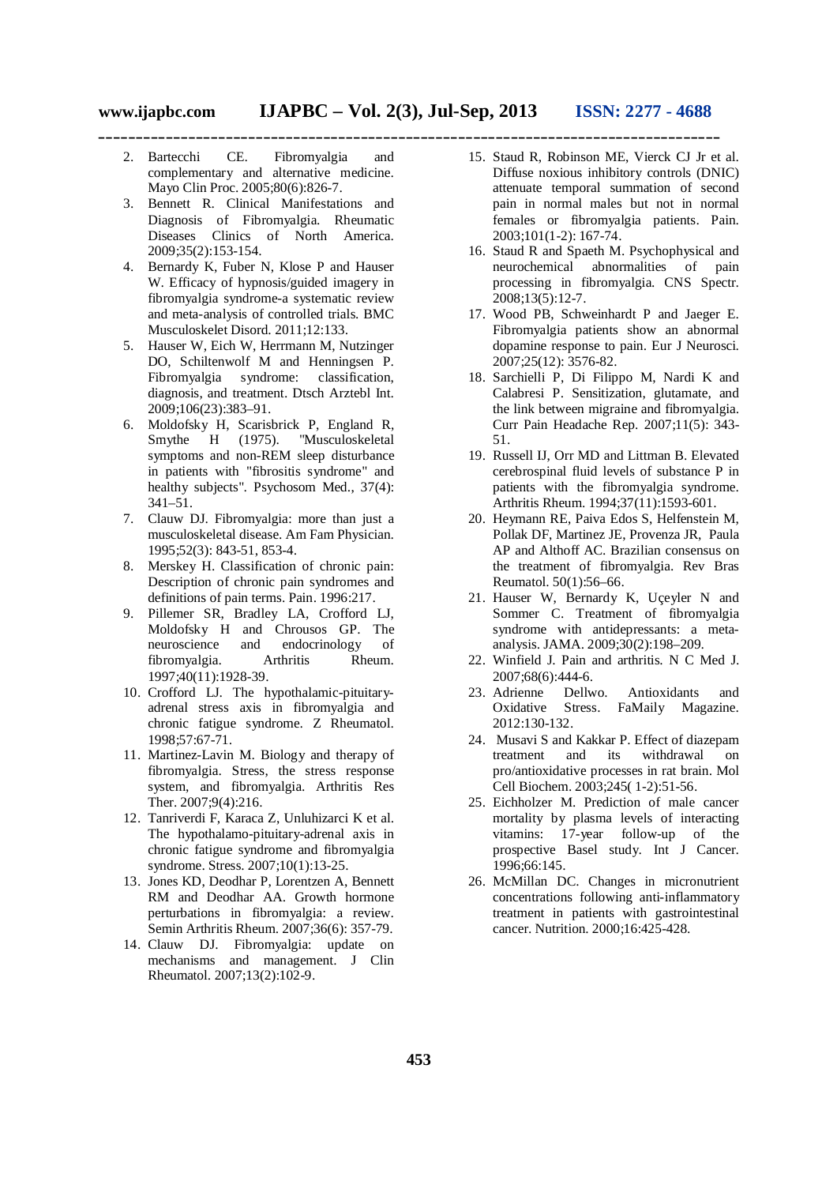2. Bartecchi CE. Fibromyalgia and complementary and alternative medicine. Mayo Clin Proc. 2005;80(6):826-7.
3. Bennett R. Clinical Manifestations and Diagnosis of Fibromyalgia. Rheumatic Diseases Clinics of North America. 2009;35(2):153-154.
4. Bernardy K, Fuber N, Klose P and Hauser W. Efficacy of hypnosis/guided imagery in fibromyalgia syndrome-a systematic review and meta-analysis of controlled trials. BMC Musculoskelet Disord. 2011;12:133.
5. Hauser W, Eich W, Herrmann M, Nutzinger DO, Schiltenwolf M and Henningsen P. Fibromyalgia syndrome: classification, diagnosis, and treatment. Dtsch Arztebl Int. 2009;106(23):383–91.
6. Moldofsky H, Scarisbrick P, England R, Smythe H (1975). "Musculoskeletal symptoms and non-REM sleep disturbance in patients with "fibrositis syndrome" and healthy subjects". Psychosom Med., 37(4): 341–51.
7. Clauw DJ. Fibromyalgia: more than just a musculoskeletal disease. Am Fam Physician. 1995;52(3): 843-51, 853-4.
8. Merskey H. Classification of chronic pain: Description of chronic pain syndromes and definitions of pain terms. Pain. 1996:217.
9. Pillemer SR, Bradley LA, Crofford LJ, Moldofsky H and Chrousos GP. The neuroscience and endocrinology of fibromyalgia. Arthritis Rheum. 1997;40(11):1928-39.
10. Crofford LJ. The hypothalamic-pituitary-adrenal stress axis in fibromyalgia and chronic fatigue syndrome. Z Rheumatol. 1998;57:67-71.
11. Martinez-Lavin M. Biology and therapy of fibromyalgia. Stress, the stress response system, and fibromyalgia. Arthritis Res Ther. 2007;9(4):216.
12. Tanriverdi F, Karaca Z, Unluhizarci K et al. The hypothalamo-pituitary-adrenal axis in chronic fatigue syndrome and fibromyalgia syndrome. Stress. 2007;10(1):13-25.
13. Jones KD, Deodhar P, Lorentzen A, Bennett RM and Deodhar AA. Growth hormone perturbations in fibromyalgia: a review. Semin Arthritis Rheum. 2007;36(6): 357-79.
14. Clauw DJ. Fibromyalgia: update on mechanisms and management. J Clin Rheumatol. 2007;13(2):102-9.
15. Staud R, Robinson ME, Vierck CJ Jr et al. Diffuse noxious inhibitory controls (DNIC) attenuate temporal summation of second pain in normal males but not in normal females or fibromyalgia patients. Pain. 2003;101(1-2): 167-74.
16. Staud R and Spaeth M. Psychophysical and neurochemical abnormalities of pain processing in fibromyalgia. CNS Spectr. 2008;13(5):12-7.
17. Wood PB, Schweinhardt P and Jaeger E. Fibromyalgia patients show an abnormal dopamine response to pain. Eur J Neurosci. 2007;25(12): 3576-82.
18. Sarchielli P, Di Filippo M, Nardi K and Calabresi P. Sensitization, glutamate, and the link between migraine and fibromyalgia. Curr Pain Headache Rep. 2007;11(5): 343-51.
19. Russell IJ, Orr MD and Littman B. Elevated cerebrospinal fluid levels of substance P in patients with the fibromyalgia syndrome. Arthritis Rheum. 1994;37(11):1593-601.
20. Heymann RE, Paiva Edos S, Helfenstein M, Pollak DF, Martinez JE, Provenza JR, Paula AP and Althoff AC. Brazilian consensus on the treatment of fibromyalgia. Rev Bras Reumatol. 50(1):56–66.
21. Hauser W, Bernardy K, Uçeyler N and Sommer C. Treatment of fibromyalgia syndrome with antidepressants: a meta-analysis. JAMA. 2009;30(2):198–209.
22. Winfield J. Pain and arthritis. N C Med J. 2007;68(6):444-6.
23. Adrienne Dellwo. Antioxidants and Oxidative Stress. FaMaily Magazine. 2012:130-132.
24. Musavi S and Kakkar P. Effect of diazepam treatment and its withdrawal on pro/antioxidative processes in rat brain. Mol Cell Biochem. 2003;245( 1-2):51-56.
25. Eichholzer M. Prediction of male cancer mortality by plasma levels of interacting vitamins: 17-year follow-up of the prospective Basel study. Int J Cancer. 1996;66:145.
26. McMillan DC. Changes in micronutrient concentrations following anti-inflammatory treatment in patients with gastrointestinal cancer. Nutrition. 2000;16:425-428.